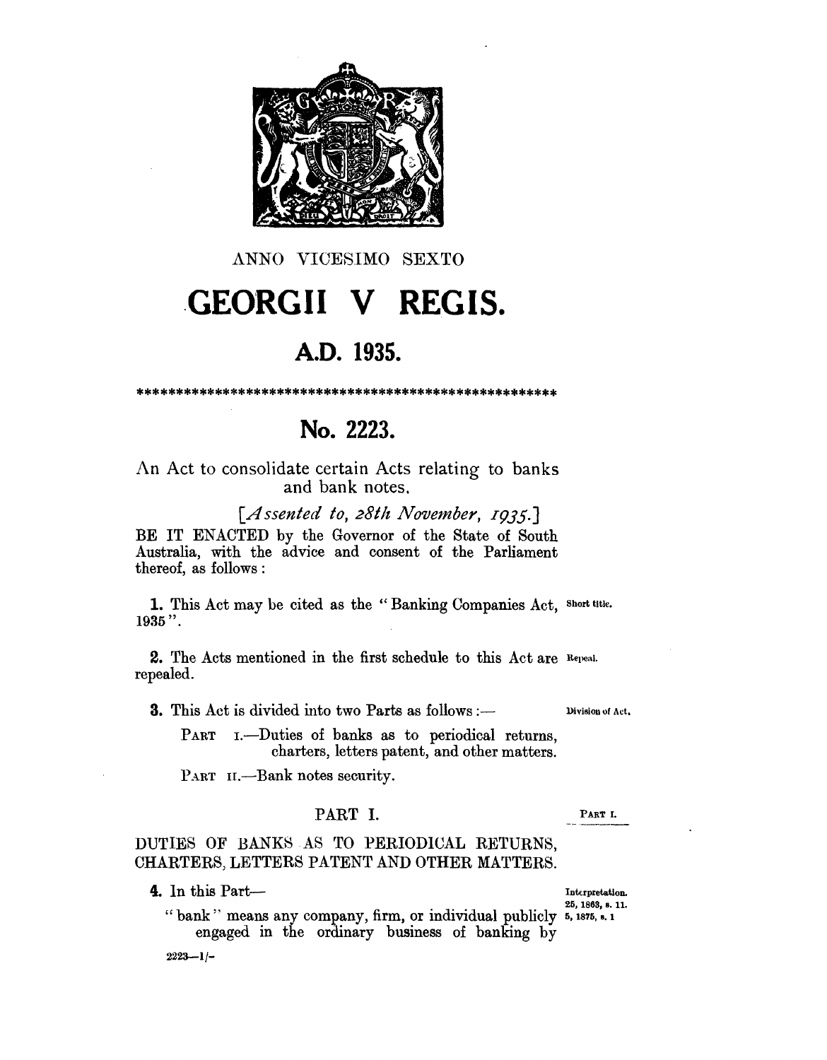ANNO VICESIMO SEXTO

# GEORGII V REGIS.

## A.D. 1935.

\*\*\*\*\*\*\*\*\*\*\*\*\*\*\*\*\*\*\*\*\*\*\*\*\*\*\*\*\*\*\*\*\*\*\*\*\*\*\*\*\*\*\*\*\*\*\*\*\*\*\*\*\*\*\*\*

## No. 2223.

An Act to consolidate certain Acts relating to banks and bank notes.

*[Assented to, 28th November, 1935.]*

BE IT ENACTED by the Governor of the State of South Australia, with the advice and consent of the Parliament thereof, as follows :

**1.** This Act may be cited as the "Banking Companies Act, 1935". *Short title.*

**2.** The Acts mentioned in the first schedule to this Act are repealed. *Repeal.*

**3.** This Act is divided into two Parts as follows :— *Division of Act.*

PART I.—Duties of banks as to periodical returns, charters, letters patent, and other matters.

PART II.—Bank notes security.

### PART I.

*PART I.*

DUTIES OF BANKS AS TO PERIODICAL RETURNS, CHARTERS, LETTERS PATENT AND OTHER MATTERS.

**4.** In this Part— *Interpretation. 25, 1863, s. 11. 5, 1875, s. 1*

"bank" means any company, firm, or individual publicly engaged in the ordinary business of banking by

2223—1/-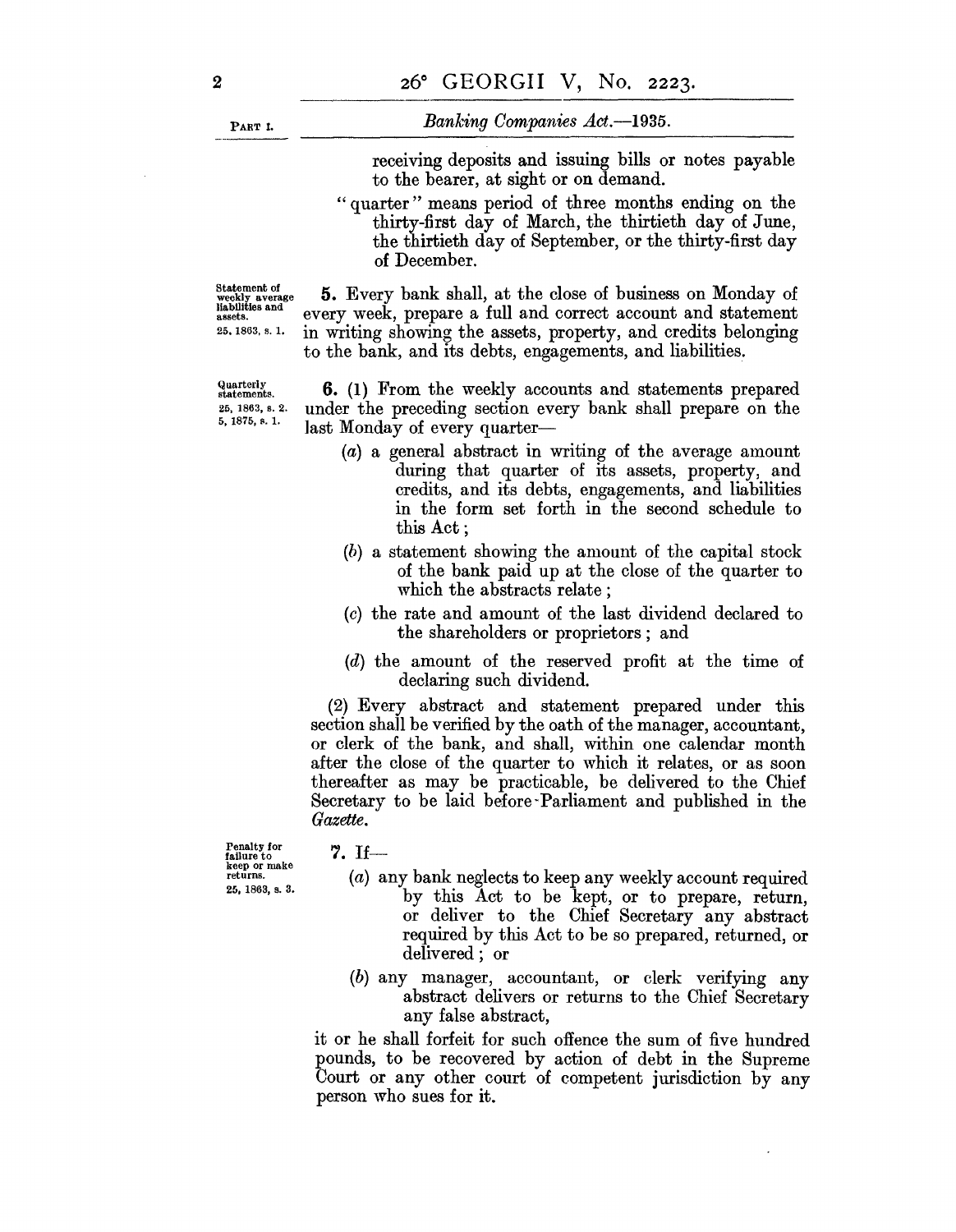receiving deposits and issuing bills or notes payable to the bearer, at sight or on demand.

"quarter" means period of three months ending on the thirty-first day of March, the thirtieth day of June, the thirtieth day of September, or the thirty-first day of December.

Statement of weekly average liabilities and assets. 25, 1863, s. 1.

**5.** Every bank shall, at the close of business on Monday of every week, prepare a full and correct account and statement in writing showing the assets, property, and credits belonging to the bank, and its debts, engagements, and liabilities.

Quarterly statements. 25, 1863, s. 2. 5, 1875, s. 1.

**6.** (1) From the weekly accounts and statements prepared under the preceding section every bank shall prepare on the last Monday of every quarter—

(*a*) a general abstract in writing of the average amount during that quarter of its assets, property, and credits, and its debts, engagements, and liabilities in the form set forth in the second schedule to this Act;

(*b*) a statement showing the amount of the capital stock of the bank paid up at the close of the quarter to which the abstracts relate;

(*c*) the rate and amount of the last dividend declared to the shareholders or proprietors; and

(*d*) the amount of the reserved profit at the time of declaring such dividend.

(2) Every abstract and statement prepared under this section shall be verified by the oath of the manager, accountant, or clerk of the bank, and shall, within one calendar month after the close of the quarter to which it relates, or as soon thereafter as may be practicable, be delivered to the Chief Secretary to be laid before Parliament and published in the *Gazette*.

Penalty for failure to keep or make returns. 25, 1863, s. 3.

**7.** If—

(*a*) any bank neglects to keep any weekly account required by this Act to be kept, or to prepare, return, or deliver to the Chief Secretary any abstract required by this Act to be so prepared, returned, or delivered; or

(*b*) any manager, accountant, or clerk verifying any abstract delivers or returns to the Chief Secretary any false abstract,

it or he shall forfeit for such offence the sum of five hundred pounds, to be recovered by action of debt in the Supreme Court or any other court of competent jurisdiction by any person who sues for it.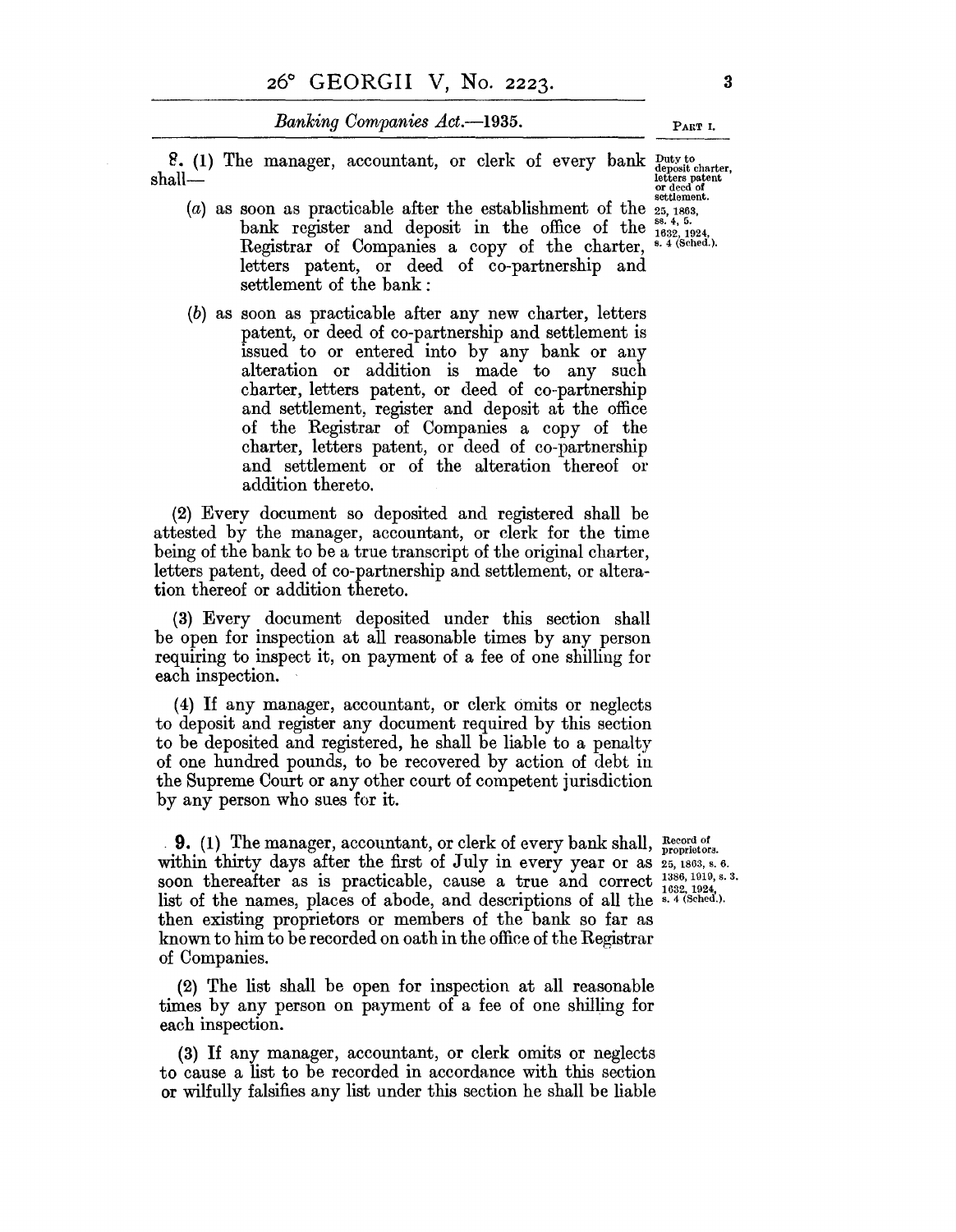**8.** (1) The manager, accountant, or clerk of every bank shall—

*Duty to deposit charter, letters patent or deed of settlement.*
*25, 1863, ss. 4, 5. 1632, 1924, s. 4 (Sched.).*

(*a*) as soon as practicable after the establishment of the bank register and deposit in the office of the Registrar of Companies a copy of the charter, letters patent, or deed of co-partnership and settlement of the bank:

(*b*) as soon as practicable after any new charter, letters patent, or deed of co-partnership and settlement is issued to or entered into by any bank or any alteration or addition is made to any such charter, letters patent, or deed of co-partnership and settlement, register and deposit at the office of the Registrar of Companies a copy of the charter, letters patent, or deed of co-partnership and settlement or of the alteration thereof or addition thereto.

(2) Every document so deposited and registered shall be attested by the manager, accountant, or clerk for the time being of the bank to be a true transcript of the original charter, letters patent, deed of co-partnership and settlement, or alteration thereof or addition thereto.

(3) Every document deposited under this section shall be open for inspection at all reasonable times by any person requiring to inspect it, on payment of a fee of one shilling for each inspection.

(4) If any manager, accountant, or clerk omits or neglects to deposit and register any document required by this section to be deposited and registered, he shall be liable to a penalty of one hundred pounds, to be recovered by action of debt in the Supreme Court or any other court of competent jurisdiction by any person who sues for it.

**9.** (1) The manager, accountant, or clerk of every bank shall, within thirty days after the first of July in every year or as soon thereafter as is practicable, cause a true and correct list of the names, places of abode, and descriptions of all the then existing proprietors or members of the bank so far as known to him to be recorded on oath in the office of the Registrar of Companies.

*Record of proprietors.*
*25, 1863, s. 6. 1386, 1919, s. 3. 1632, 1924, s. 4 (Sched.).*

(2) The list shall be open for inspection at all reasonable times by any person on payment of a fee of one shilling for each inspection.

(3) If any manager, accountant, or clerk omits or neglects to cause a list to be recorded in accordance with this section or wilfully falsifies any list under this section he shall be liable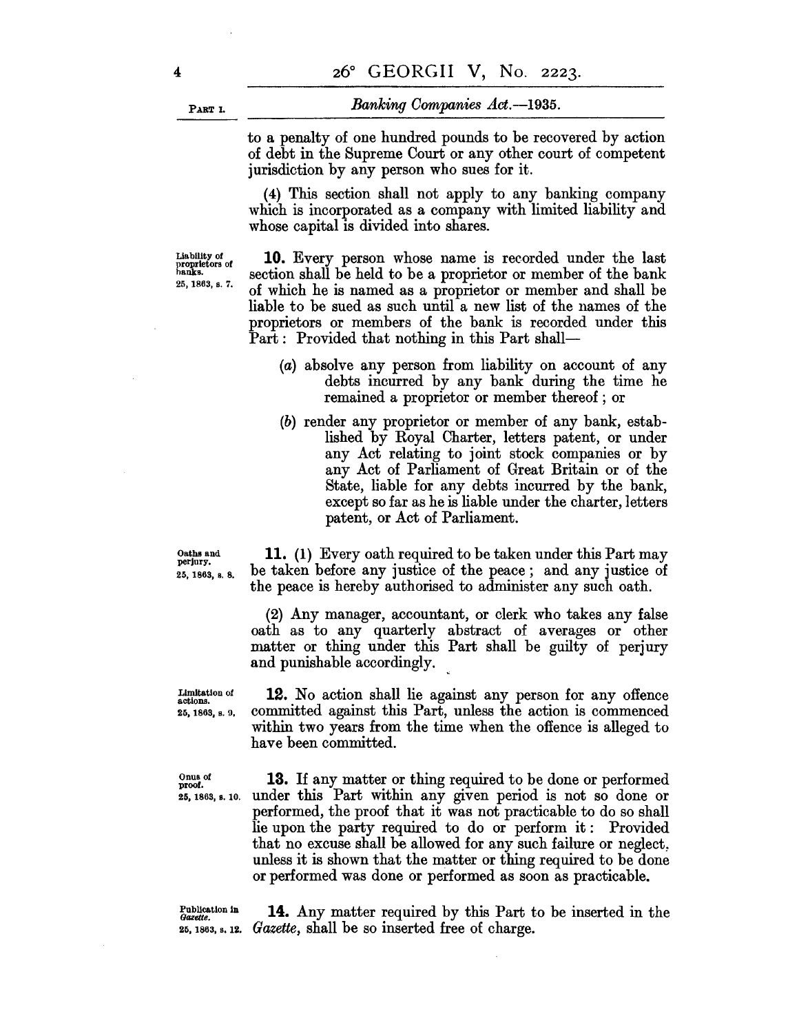to a penalty of one hundred pounds to be recovered by action of debt in the Supreme Court or any other court of competent jurisdiction by any person who sues for it.

(4) This section shall not apply to any banking company which is incorporated as a company with limited liability and whose capital is divided into shares.

Liability of proprietors of banks.
25, 1863, s. 7.

**10.** Every person whose name is recorded under the last section shall be held to be a proprietor or member of the bank of which he is named as a proprietor or member and shall be liable to be sued as such until a new list of the names of the proprietors or members of the bank is recorded under this Part: Provided that nothing in this Part shall—

(*a*) absolve any person from liability on account of any debts incurred by any bank during the time he remained a proprietor or member thereof; or

(*b*) render any proprietor or member of any bank, established by Royal Charter, letters patent, or under any Act relating to joint stock companies or by any Act of Parliament of Great Britain or of the State, liable for any debts incurred by the bank, except so far as he is liable under the charter, letters patent, or Act of Parliament.

Oaths and perjury.
25, 1863, s. 8.

**11.** (1) Every oath required to be taken under this Part may be taken before any justice of the peace; and any justice of the peace is hereby authorised to administer any such oath.

(2) Any manager, accountant, or clerk who takes any false oath as to any quarterly abstract of averages or other matter or thing under this Part shall be guilty of perjury and punishable accordingly.

Limitation of actions.
25, 1863, s. 9.

**12.** No action shall lie against any person for any offence committed against this Part, unless the action is commenced within two years from the time when the offence is alleged to have been committed.

Onus of proof.
25, 1863, s. 10.

**13.** If any matter or thing required to be done or performed under this Part within any given period is not so done or performed, the proof that it was not practicable to do so shall lie upon the party required to do or perform it: Provided that no excuse shall be allowed for any such failure or neglect, unless it is shown that the matter or thing required to be done or performed was done or performed as soon as practicable.

Publication in *Gazette*.
25, 1863, s. 12.

**14.** Any matter required by this Part to be inserted in the *Gazette*, shall be so inserted free of charge.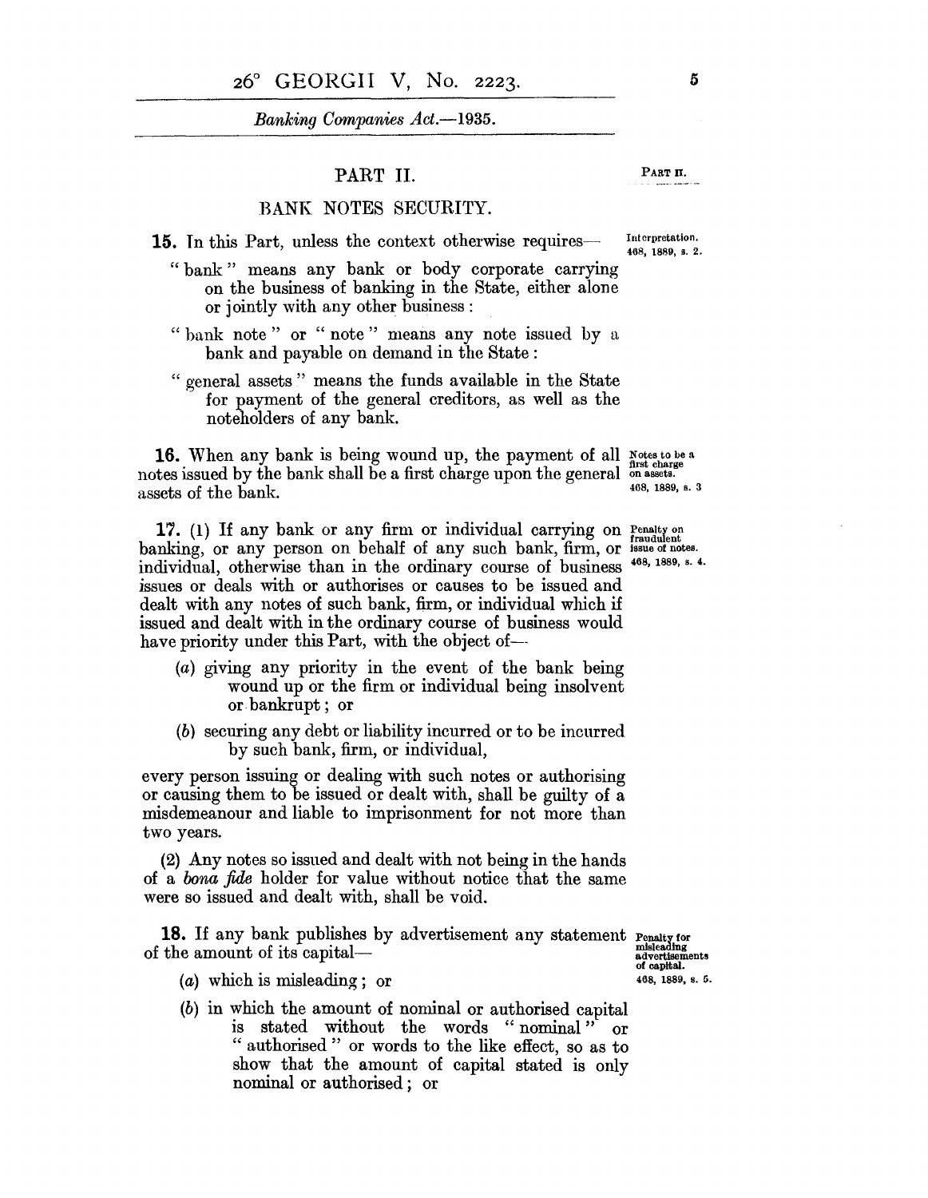## PART II.

### BANK NOTES SECURITY.

**15.** In this Part, unless the context otherwise requires—

Interpretation. 468, 1889, s. 2.

"bank" means any bank or body corporate carrying on the business of banking in the State, either alone or jointly with any other business:

"bank note" or "note" means any note issued by a bank and payable on demand in the State:

"general assets" means the funds available in the State for payment of the general creditors, as well as the noteholders of any bank.

**16.** When any bank is being wound up, the payment of all notes issued by the bank shall be a first charge upon the general assets of the bank.

Notes to be a first charge on assets. 468, 1889, s. 3

**17.** (1) If any bank or any firm or individual carrying on banking, or any person on behalf of any such bank, firm, or individual, otherwise than in the ordinary course of business issues or deals with or authorises or causes to be issued and dealt with any notes of such bank, firm, or individual which if issued and dealt with in the ordinary course of business would have priority under this Part, with the object of—

Penalty on fraudulent issue of notes. 468, 1889, s. 4.

(*a*) giving any priority in the event of the bank being wound up or the firm or individual being insolvent or bankrupt; or

(*b*) securing any debt or liability incurred or to be incurred by such bank, firm, or individual,

every person issuing or dealing with such notes or authorising or causing them to be issued or dealt with, shall be guilty of a misdemeanour and liable to imprisonment for not more than two years.

(2) Any notes so issued and dealt with not being in the hands of a *bona fide* holder for value without notice that the same were so issued and dealt with, shall be void.

**18.** If any bank publishes by advertisement any statement of the amount of its capital—

Penalty for misleading advertisements of capital. 468, 1889, s. 5.

(*a*) which is misleading; or

(*b*) in which the amount of nominal or authorised capital is stated without the words "nominal" or "authorised" or words to the like effect, so as to show that the amount of capital stated is only nominal or authorised; or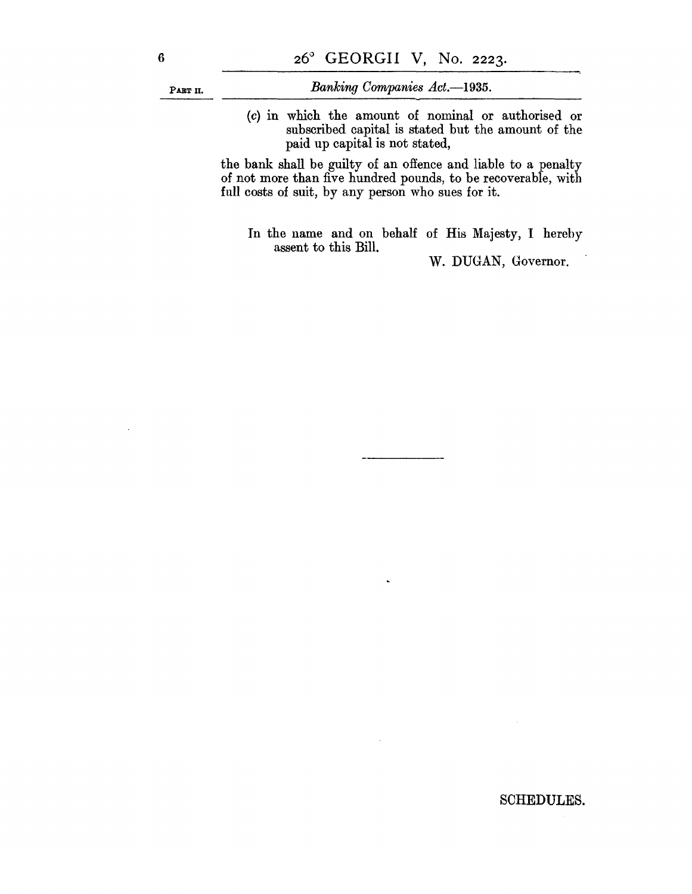(c) in which the amount of nominal or authorised or subscribed capital is stated but the amount of the paid up capital is not stated,

the bank shall be guilty of an offence and liable to a penalty of not more than five hundred pounds, to be recoverable, with full costs of suit, by any person who sues for it.

In the name and on behalf of His Majesty, I hereby assent to this Bill.

W. DUGAN, Governor.

---

SCHEDULES.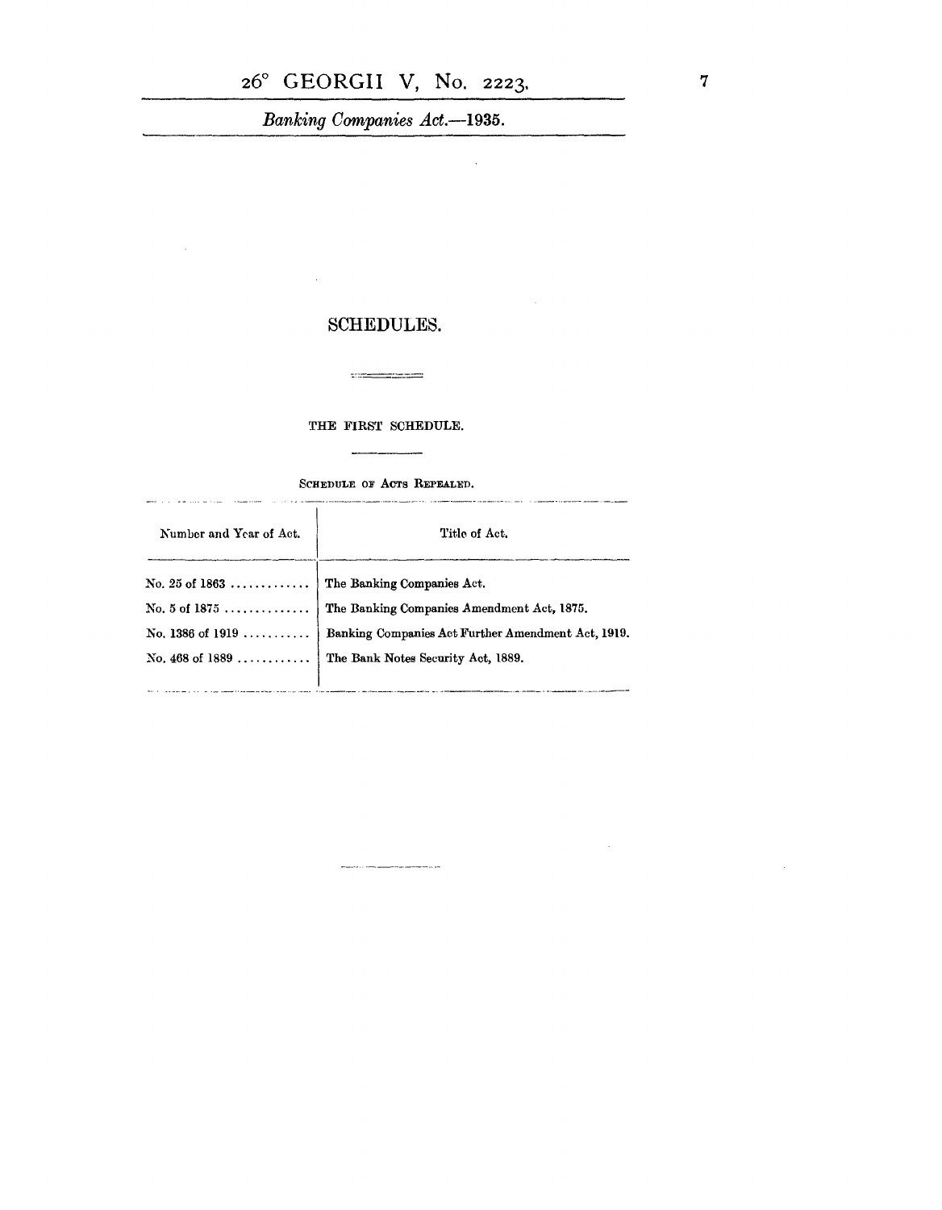## SCHEDULES.

### THE FIRST SCHEDULE.

SCHEDULE OF ACTS REPEALED.

| Number and Year of Act. | Title of Act. |
|---|---|
| No. 25 of 1863 ............ | The Banking Companies Act. |
| No. 5 of 1875 ............. | The Banking Companies Amendment Act, 1875. |
| No. 1386 of 1919 .......... | Banking Companies Act Further Amendment Act, 1919. |
| No. 468 of 1889 ........... | The Bank Notes Security Act, 1889. |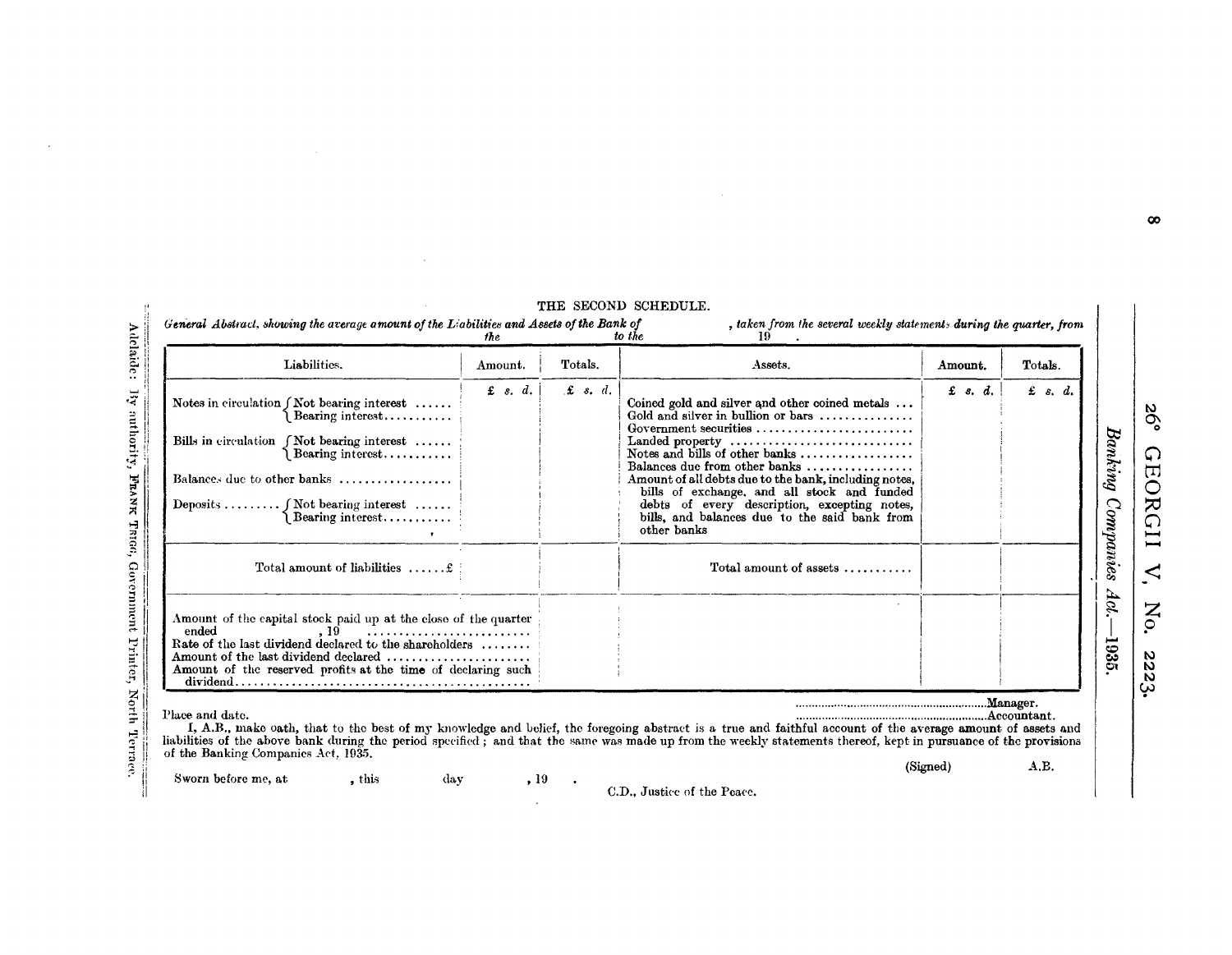## THE SECOND SCHEDULE.

*General Abstract, showing the average amount of the Liabilities and Assets of the Bank of , taken from the several weekly statements during the quarter, from the to the 19 .*

| Liabilities. | Amount. | Totals. | Assets. | Amount. | Totals. |
|---|---|---|---|---|---|
| | £ s. d. | £ s. d. | | £ s. d. | £ s. d. |
| Notes in circulation { Not bearing interest ...... | | | Coined gold and silver and other coined metals ... | | |
| Notes in circulation { Bearing interest........... | | | Gold and silver in bullion or bars ............... | | |
| | | | Government securities ......................... | | |
| Bills in circulation { Not bearing interest ...... | | | Landed property ............................. | | |
| Bills in circulation { Bearing interest........... | | | Notes and bills of other banks .................. | | |
| | | | Balances due from other banks ................. | | |
| Balances due to other banks .................. | | | Amount of all debts due to the bank, including notes, bills of exchange, and all stock and funded debts of every description, excepting notes, bills, and balances due to the said bank from other banks | | |
| Deposits ......... { Not bearing interest ...... | | | | | |
| Deposits ......... { Bearing interest........... | | | | | |
| Total amount of liabilities ......£ | | | Total amount of assets ........... | | |
| Amount of the capital stock paid up at the close of the quarter ended , 19 .......................... | | | | | |
| Rate of the last dividend declared to the shareholders ........ | | | | | |
| Amount of the last dividend declared ....................... | | | | | |
| Amount of the reserved profits at the time of declaring such dividend............................................... | | | | | |

..........................................................Manager.

Place and date. ..........................................................Accountant.

I, A.B., make oath, that to the best of my knowledge and belief, the foregoing abstract is a true and faithful account of the average amount of assets and liabilities of the above bank during the period specified; and that the same was made up from the weekly statements thereof, kept in pursuance of the provisions of the Banking Companies Act, 1935.

(Signed) A.B.

Sworn before me, at , this day , 19 .

C.D., Justice of the Peace.

Adelaide: By authority, Frank Trigg, Government Printer, North Terrace.